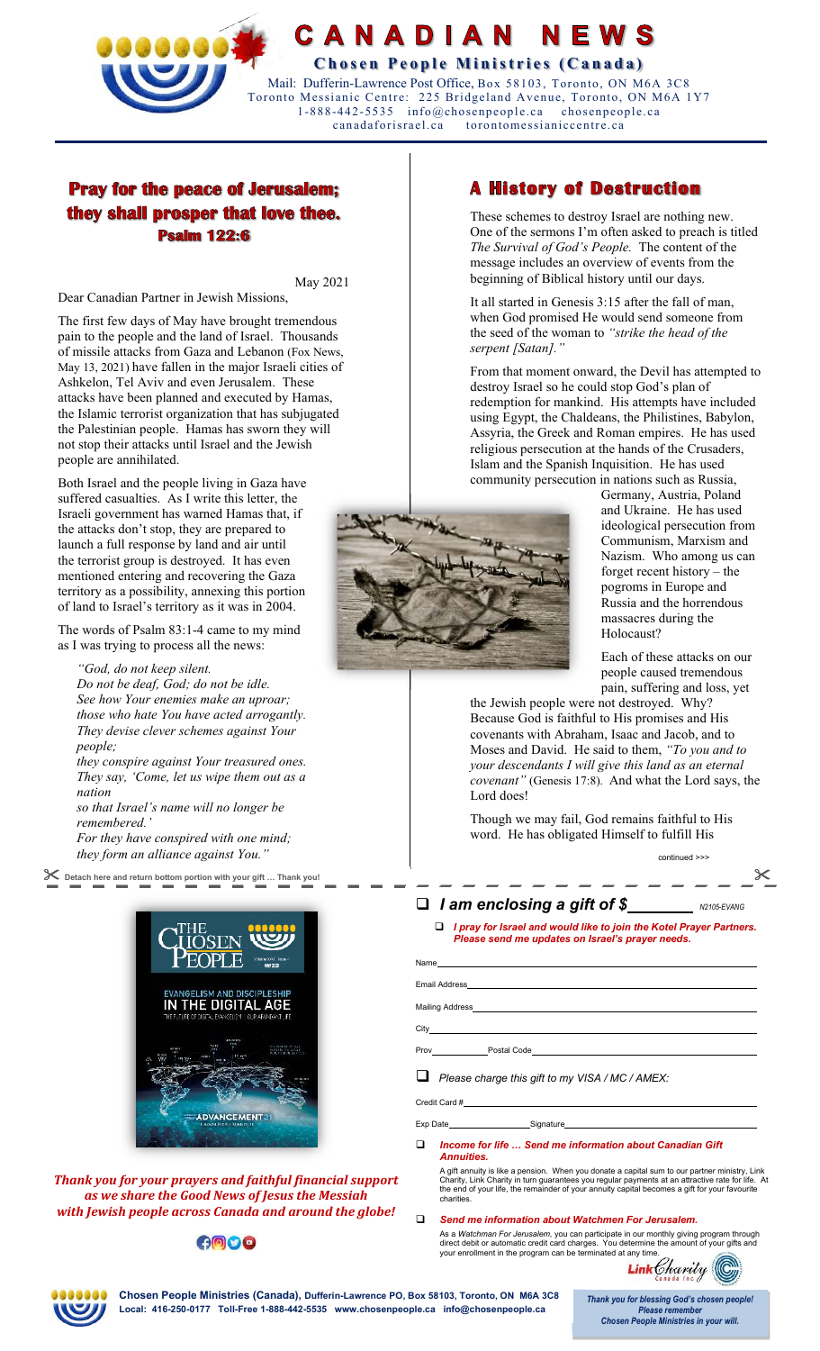# CANADIAN NEWS

**Chosen People Ministries (Canada)**

Mail: Dufferin-Lawrence Post Office, Box 58103, Toronto, ON M6A 3C8
Toronto Messianic Centre: 225 Bridgeland Avenue, Toronto, ON M6A 1Y7
1-888-442-5535 info@chosenpeople.ca chosenpeople.ca
canadaforisrael.ca torontomessianiccentre.ca

## Pray for the peace of Jerusalem; they shall prosper that love thee. Psalm 122:6

May 2021

Dear Canadian Partner in Jewish Missions,

The first few days of May have brought tremendous pain to the people and the land of Israel. Thousands of missile attacks from Gaza and Lebanon (Fox News, May 13, 2021) have fallen in the major Israeli cities of Ashkelon, Tel Aviv and even Jerusalem. These attacks have been planned and executed by Hamas, the Islamic terrorist organization that has subjugated the Palestinian people. Hamas has sworn they will not stop their attacks until Israel and the Jewish people are annihilated.

Both Israel and the people living in Gaza have suffered casualties. As I write this letter, the Israeli government has warned Hamas that, if the attacks don't stop, they are prepared to launch a full response by land and air until the terrorist group is destroyed. It has even mentioned entering and recovering the Gaza territory as a possibility, annexing this portion of land to Israel's territory as it was in 2004.

The words of Psalm 83:1-4 came to my mind as I was trying to process all the news:

> *"God, do not keep silent.*
> *Do not be deaf, God; do not be idle.*
> *See how Your enemies make an uproar;*
> *those who hate You have acted arrogantly.*
> *They devise clever schemes against Your people;*
> *they conspire against Your treasured ones.*
> *They say, 'Come, let us wipe them out as a nation*
> *so that Israel's name will no longer be remembered.'*
> *For they have conspired with one mind;*
> *they form an alliance against You."*

## A History of Destruction

These schemes to destroy Israel are nothing new. One of the sermons I'm often asked to preach is titled *The Survival of God's People.* The content of the message includes an overview of events from the beginning of Biblical history until our days.

It all started in Genesis 3:15 after the fall of man, when God promised He would send someone from the seed of the woman to *"strike the head of the serpent [Satan]."*

From that moment onward, the Devil has attempted to destroy Israel so he could stop God's plan of redemption for mankind. His attempts have included using Egypt, the Chaldeans, the Philistines, Babylon, Assyria, the Greek and Roman empires. He has used religious persecution at the hands of the Crusaders, Islam and the Spanish Inquisition. He has used community persecution in nations such as Russia, Germany, Austria, Poland and Ukraine. He has used ideological persecution from Communism, Marxism and Nazism. Who among us can forget recent history – the pogroms in Europe and Russia and the horrendous massacres during the Holocaust?

Each of these attacks on our people caused tremendous pain, suffering and loss, yet the Jewish people were not destroyed. Why? Because God is faithful to His promises and His covenants with Abraham, Isaac and Jacob, and to Moses and David. He said to them, *"To you and to your descendants I will give this land as an eternal covenant"* (Genesis 17:8). And what the Lord says, the Lord does!

Though we may fail, God remains faithful to His word. He has obligated Himself to fulfill His

continued >>>

---

**Detach here and return bottom portion with your gift … Thank you!**

*Thank you for your prayers and faithful financial support as we share the Good News of Jesus the Messiah with Jewish people across Canada and around the globe!*

- ☐ ***I am enclosing a gift of $________*** N2105-EVANG
  - ☐ ***I pray for Israel and would like to join the Kotel Prayer Partners. Please send me updates on Israel's prayer needs.***

Name ____________________

Email Address ____________________

Mailing Address ____________________

City ____________________

Prov ________ Postal Code ____________________

- ☐ *Please charge this gift to my VISA / MC / AMEX:*

Credit Card # ____________________

Exp Date ____________ Signature ____________________

- ☐ ***Income for life … Send me information about Canadian Gift Annuities.***

  A gift annuity is like a pension. When you donate a capital sum to our partner ministry, Link Charity, Link Charity in turn guarantees you regular payments at an attractive rate for life. At the end of your life, the remainder of your annuity capital becomes a gift for your favourite charities.

- ☐ ***Send me information about Watchmen For Jerusalem.***

  As a *Watchman For Jerusalem*, you can participate in our monthly giving program through direct debit or automatic credit card charges. You determine the amount of your gifts and your enrollment in the program can be terminated at any time.

**Chosen People Ministries (Canada),** Dufferin-Lawrence PO, Box 58103, Toronto, ON M6A 3C8
**Local: 416-250-0177 Toll-Free 1-888-442-5535 www.chosenpeople.ca info@chosenpeople.ca**

*Thank you for blessing God's chosen people! Please remember Chosen People Ministries in your will.*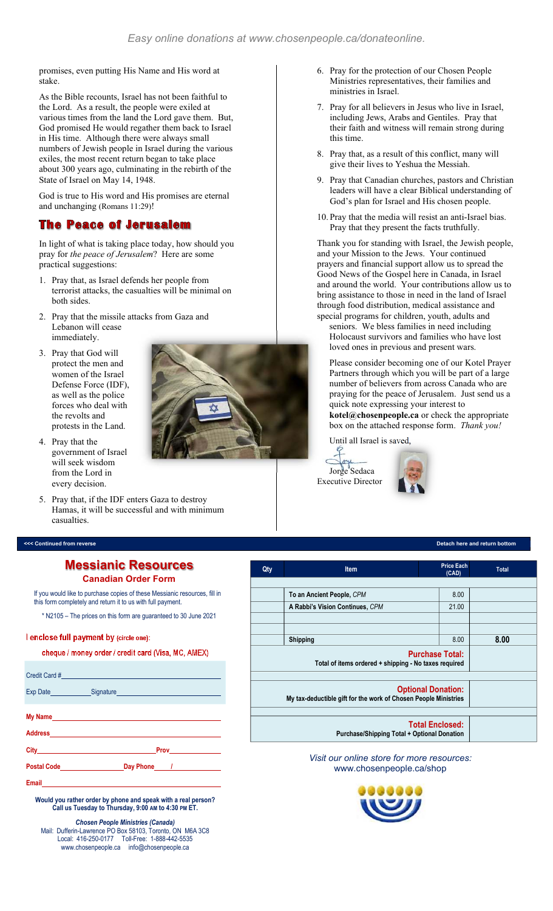*Easy online donations at www.chosenpeople.ca/donateonline.*

promises, even putting His Name and His word at stake.

As the Bible recounts, Israel has not been faithful to the Lord. As a result, the people were exiled at various times from the land the Lord gave them. But, God promised He would regather them back to Israel in His time. Although there were always small numbers of Jewish people in Israel during the various exiles, the most recent return began to take place about 300 years ago, culminating in the rebirth of the State of Israel on May 14, 1948.

God is true to His word and His promises are eternal and unchanging (Romans 11:29)!

## The Peace of Jerusalem

In light of what is taking place today, how should you pray for *the peace of Jerusalem*? Here are some practical suggestions:

1. Pray that, as Israel defends her people from terrorist attacks, the casualties will be minimal on both sides.
2. Pray that the missile attacks from Gaza and Lebanon will cease immediately.
3. Pray that God will protect the men and women of the Israel Defense Force (IDF), as well as the police forces who deal with the revolts and protests in the Land.
4. Pray that the government of Israel will seek wisdom from the Lord in every decision.
5. Pray that, if the IDF enters Gaza to destroy Hamas, it will be successful and with minimum casualties.
6. Pray for the protection of our Chosen People Ministries representatives, their families and ministries in Israel.
7. Pray for all believers in Jesus who live in Israel, including Jews, Arabs and Gentiles. Pray that their faith and witness will remain strong during this time.
8. Pray that, as a result of this conflict, many will give their lives to Yeshua the Messiah.
9. Pray that Canadian churches, pastors and Christian leaders will have a clear Biblical understanding of God's plan for Israel and His chosen people.
10. Pray that the media will resist an anti-Israel bias. Pray that they present the facts truthfully.

Thank you for standing with Israel, the Jewish people, and your Mission to the Jews. Your continued prayers and financial support allow us to spread the Good News of the Gospel here in Canada, in Israel and around the world. Your contributions allow us to bring assistance to those in need in the land of Israel through food distribution, medical assistance and special programs for children, youth, adults and seniors. We bless families in need including Holocaust survivors and families who have lost loved ones in previous and present wars.

Please consider becoming one of our Kotel Prayer Partners through which you will be part of a large number of believers from across Canada who are praying for the peace of Jerusalem. Just send us a quick note expressing your interest to **kotel@chosenpeople.ca** or check the appropriate box on the attached response form. *Thank you!*

Until all Israel is saved,

Jorge Sedaca
Executive Director

**<<< Continued from reverse** — **Detach here and return bottom**

## Messianic Resources
### Canadian Order Form

If you would like to purchase copies of these Messianic resources, fill in this form completely and return it to us with full payment.

\* N2105 – The prices on this form are guaranteed to 30 June 2021

**I enclose full payment by (circle one):**

cheque / money order / credit card (Visa, MC, AMEX)

Credit Card #\_\_\_\_\_\_\_\_\_\_\_\_\_\_\_\_\_\_\_\_

Exp Date\_\_\_\_\_\_\_\_ Signature\_\_\_\_\_\_\_\_\_\_\_\_\_\_\_\_

**My Name**\_\_\_\_\_\_\_\_\_\_\_\_\_\_\_\_\_\_\_\_

**Address**\_\_\_\_\_\_\_\_\_\_\_\_\_\_\_\_\_\_\_\_

**City**\_\_\_\_\_\_\_\_\_\_\_\_\_\_\_\_ **Prov**\_\_\_\_\_\_\_\_

**Postal Code**\_\_\_\_\_\_\_\_ **Day Phone**\_\_\_\_ / \_\_\_\_\_\_\_\_

**Email**\_\_\_\_\_\_\_\_\_\_\_\_\_\_\_\_\_\_\_\_

**Would you rather order by phone and speak with a real person? Call us Tuesday to Thursday, 9:00 AM to 4:30 PM ET.**

***Chosen People Ministries (Canada)***
Mail: Dufferin-Lawrence PO Box 58103, Toronto, ON M6A 3C8
Local: 416-250-0177 Toll-Free: 1-888-442-5535
www.chosenpeople.ca info@chosenpeople.ca

| Qty | Item | Price Each (CAD) | Total |
|---|---|---|---|
| | | | |
| | To an Ancient People, *CPM* | 8.00 | |
| | A Rabbi's Vision Continues, *CPM* | 21.00 | |
| | | | |
| | | | |
| | Shipping | 8.00 | 8.00 |
| **Purchase Total:** Total of items ordered + shipping - No taxes required | | | |
| **Optional Donation:** My tax-deductible gift for the work of Chosen People Ministries | | | |
| **Total Enclosed:** Purchase/Shipping Total + Optional Donation | | | |

*Visit our online store for more resources:*
www.chosenpeople.ca/shop